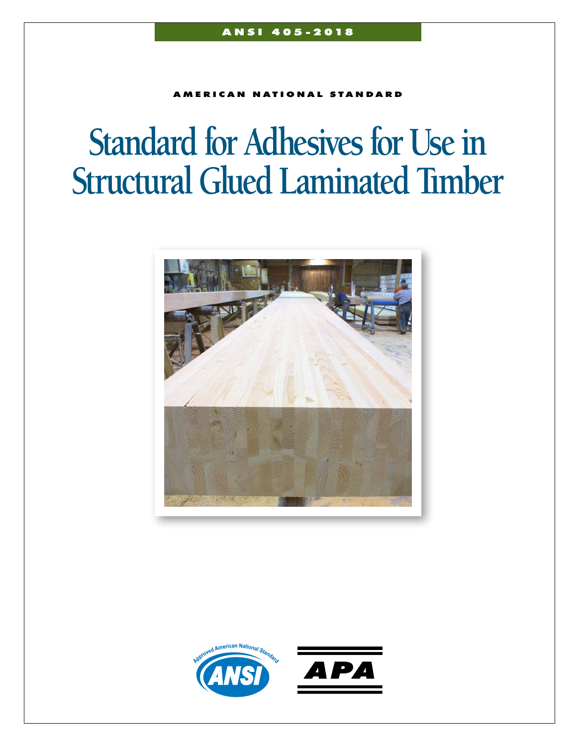ANSI 405-2018

AMERICAN NATIONAL STANDARD

# Standard for Adhesives for Use in Structural Glued Laminated Timber

Approved American National Standard

ANSI

APA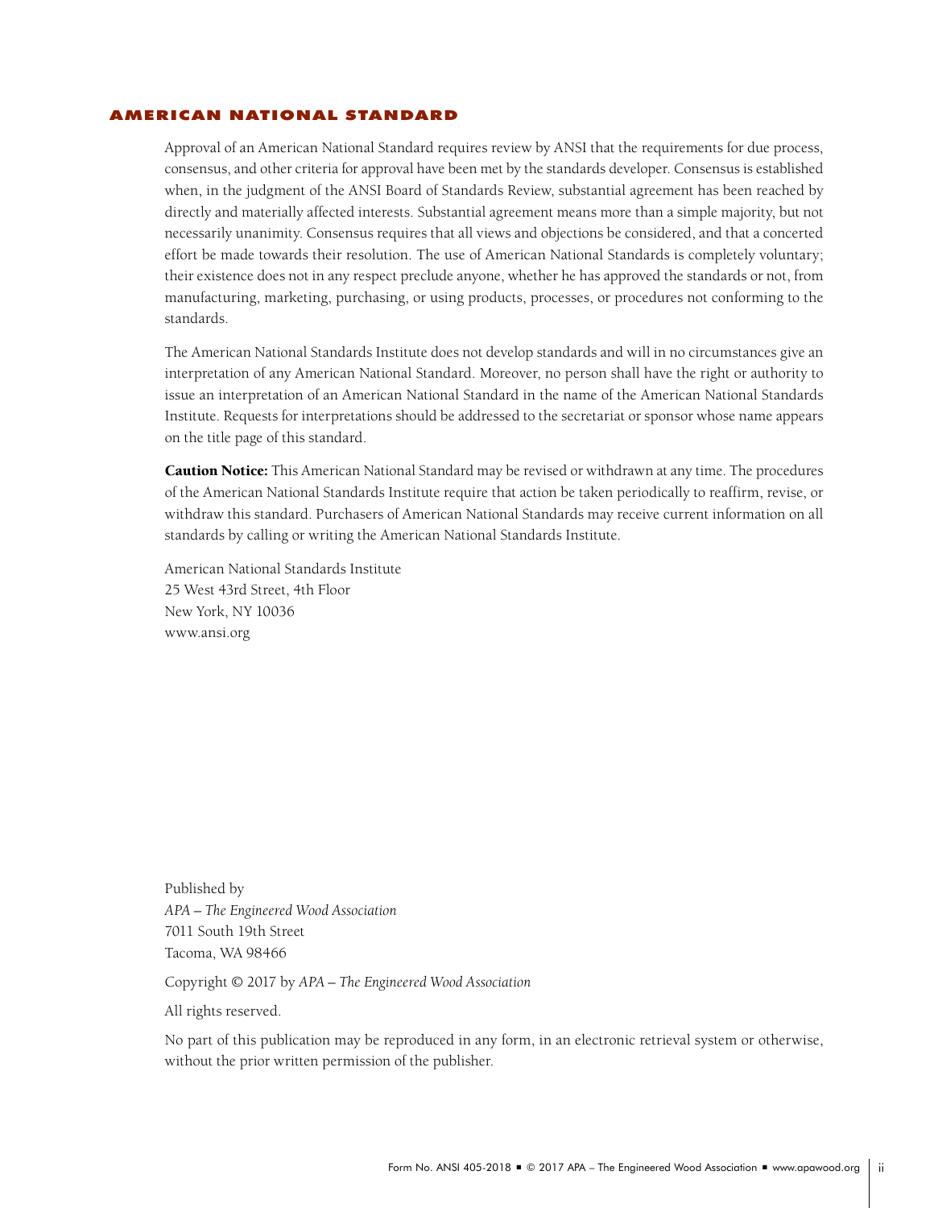## AMERICAN NATIONAL STANDARD

Approval of an American National Standard requires review by ANSI that the requirements for due process, consensus, and other criteria for approval have been met by the standards developer. Consensus is established when, in the judgment of the ANSI Board of Standards Review, substantial agreement has been reached by directly and materially affected interests. Substantial agreement means more than a simple majority, but not necessarily unanimity. Consensus requires that all views and objections be considered, and that a concerted effort be made towards their resolution. The use of American National Standards is completely voluntary; their existence does not in any respect preclude anyone, whether he has approved the standards or not, from manufacturing, marketing, purchasing, or using products, processes, or procedures not conforming to the standards.

The American National Standards Institute does not develop standards and will in no circumstances give an interpretation of any American National Standard. Moreover, no person shall have the right or authority to issue an interpretation of an American National Standard in the name of the American National Standards Institute. Requests for interpretations should be addressed to the secretariat or sponsor whose name appears on the title page of this standard.

**Caution Notice:** This American National Standard may be revised or withdrawn at any time. The procedures of the American National Standards Institute require that action be taken periodically to reaffirm, revise, or withdraw this standard. Purchasers of American National Standards may receive current information on all standards by calling or writing the American National Standards Institute.

American National Standards Institute
25 West 43rd Street, 4th Floor
New York, NY 10036
www.ansi.org

Published by
*APA – The Engineered Wood Association*
7011 South 19th Street
Tacoma, WA 98466

Copyright © 2017 by *APA – The Engineered Wood Association*

All rights reserved.

No part of this publication may be reproduced in any form, in an electronic retrieval system or otherwise, without the prior written permission of the publisher.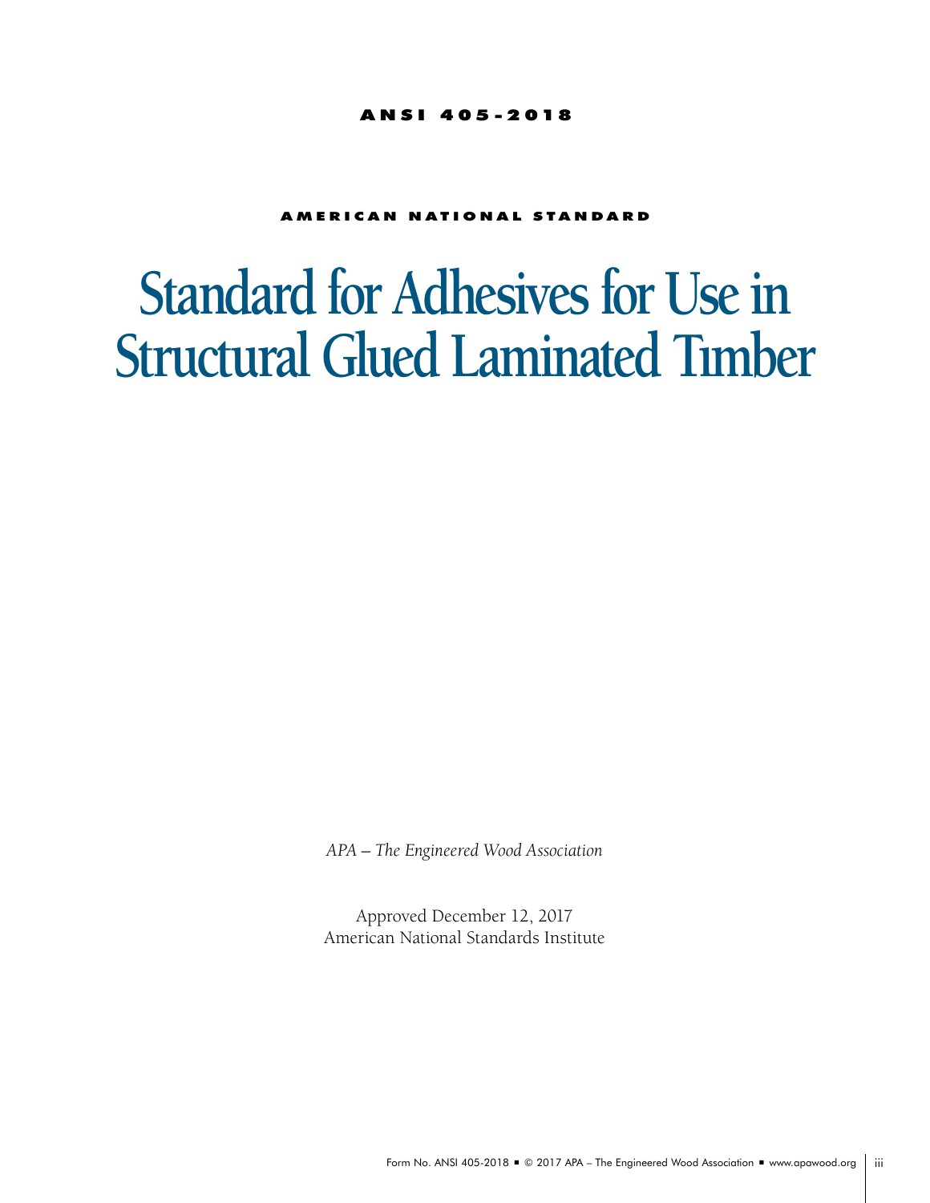**ANSI 405-2018**

**AMERICAN NATIONAL STANDARD**

# Standard for Adhesives for Use in Structural Glued Laminated Timber

*APA – The Engineered Wood Association*

Approved December 12, 2017
American National Standards Institute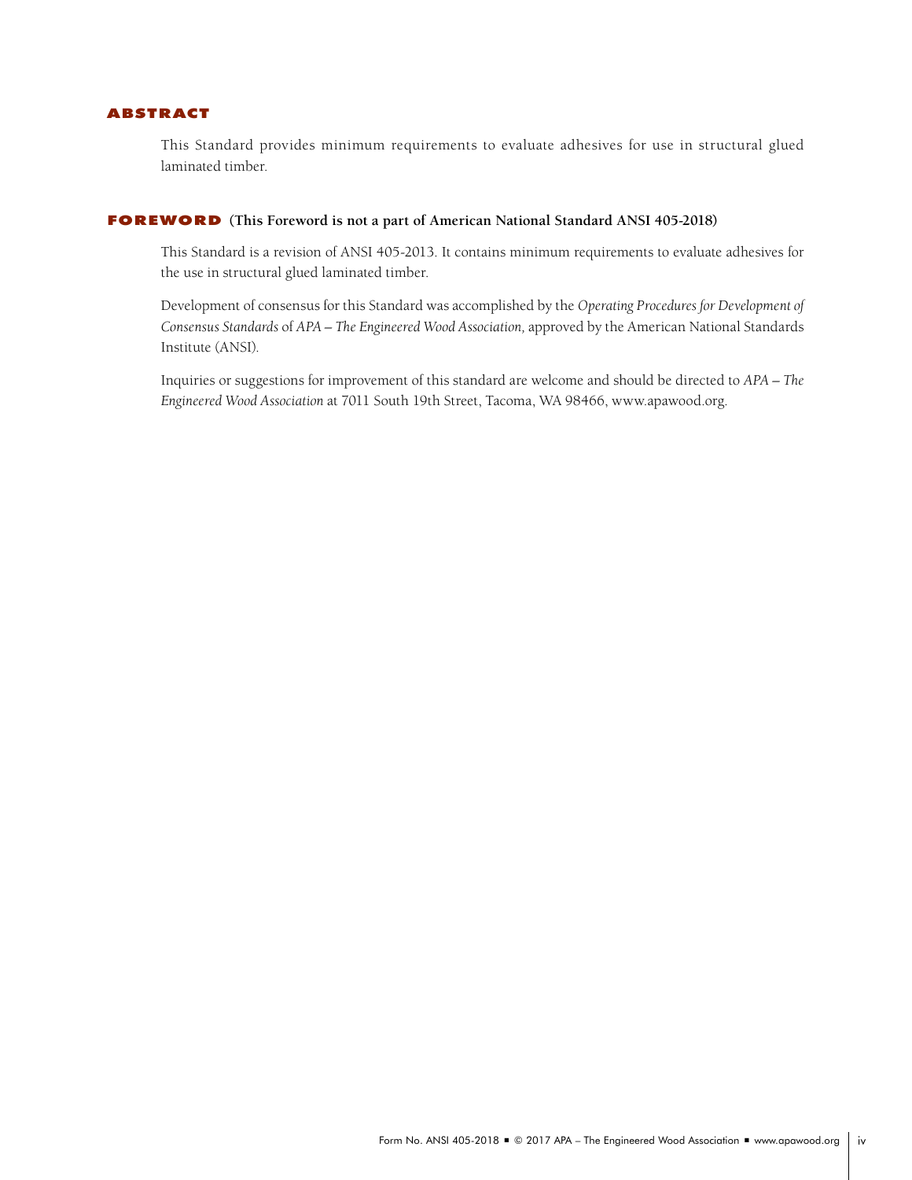## ABSTRACT

This Standard provides minimum requirements to evaluate adhesives for use in structural glued laminated timber.

## FOREWORD (This Foreword is not a part of American National Standard ANSI 405-2018)

This Standard is a revision of ANSI 405-2013. It contains minimum requirements to evaluate adhesives for the use in structural glued laminated timber.

Development of consensus for this Standard was accomplished by the *Operating Procedures for Development of Consensus Standards* of *APA – The Engineered Wood Association,* approved by the American National Standards Institute (ANSI).

Inquiries or suggestions for improvement of this standard are welcome and should be directed to *APA – The Engineered Wood Association* at 7011 South 19th Street, Tacoma, WA 98466, www.apawood.org.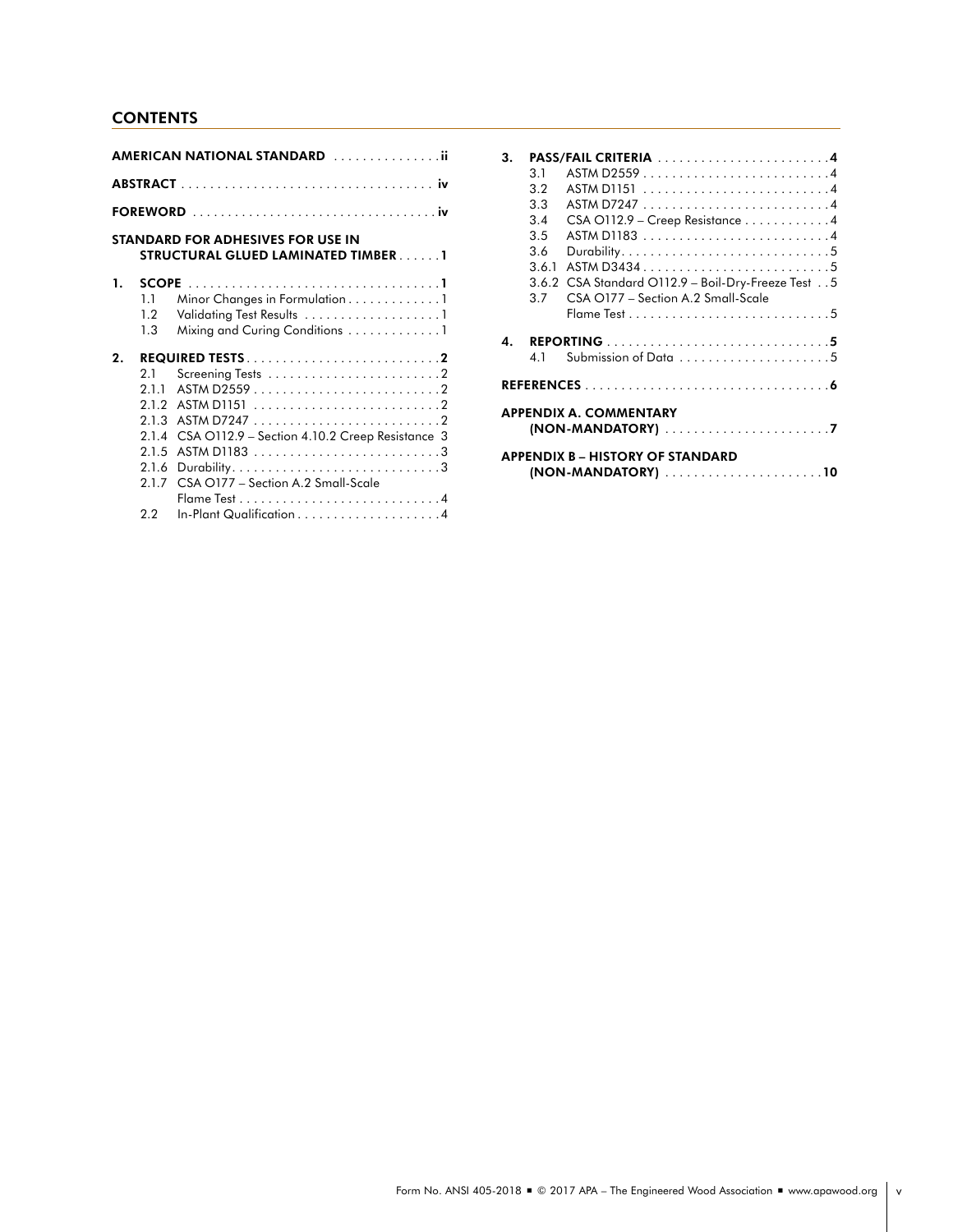## CONTENTS

**AMERICAN NATIONAL STANDARD** ii

**ABSTRACT** iv

**FOREWORD** iv

**STANDARD FOR ADHESIVES FOR USE IN STRUCTURAL GLUED LAMINATED TIMBER** 1

**1. SCOPE** 1
- 1.1 Minor Changes in Formulation 1
- 1.2 Validating Test Results 1
- 1.3 Mixing and Curing Conditions 1

**2. REQUIRED TESTS** 2
- 2.1 Screening Tests 2
- 2.1.1 ASTM D2559 2
- 2.1.2 ASTM D1151 2
- 2.1.3 ASTM D7247 2
- 2.1.4 CSA O112.9 – Section 4.10.2 Creep Resistance 3
- 2.1.5 ASTM D1183 3
- 2.1.6 Durability 3
- 2.1.7 CSA O177 – Section A.2 Small-Scale Flame Test 4
- 2.2 In-Plant Qualification 4

**3. PASS/FAIL CRITERIA** 4
- 3.1 ASTM D2559 4
- 3.2 ASTM D1151 4
- 3.3 ASTM D7247 4
- 3.4 CSA O112.9 – Creep Resistance 4
- 3.5 ASTM D1183 4
- 3.6 Durability 5
- 3.6.1 ASTM D3434 5
- 3.6.2 CSA Standard O112.9 – Boil-Dry-Freeze Test 5
- 3.7 CSA O177 – Section A.2 Small-Scale Flame Test 5

**4. REPORTING** 5
- 4.1 Submission of Data 5

**REFERENCES** 6

**APPENDIX A. COMMENTARY (NON-MANDATORY)** 7

**APPENDIX B – HISTORY OF STANDARD (NON-MANDATORY)** 10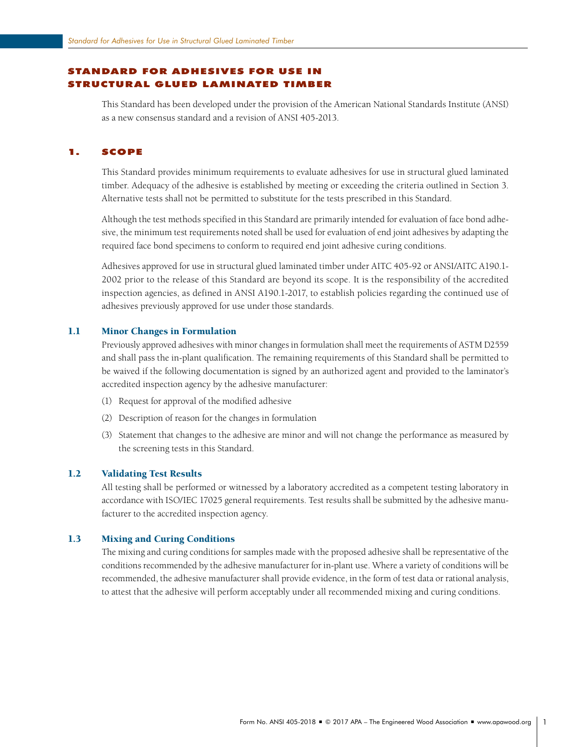# STANDARD FOR ADHESIVES FOR USE IN STRUCTURAL GLUED LAMINATED TIMBER

This Standard has been developed under the provision of the American National Standards Institute (ANSI) as a new consensus standard and a revision of ANSI 405-2013.

## 1. SCOPE

This Standard provides minimum requirements to evaluate adhesives for use in structural glued laminated timber. Adequacy of the adhesive is established by meeting or exceeding the criteria outlined in Section 3. Alternative tests shall not be permitted to substitute for the tests prescribed in this Standard.

Although the test methods specified in this Standard are primarily intended for evaluation of face bond adhesive, the minimum test requirements noted shall be used for evaluation of end joint adhesives by adapting the required face bond specimens to conform to required end joint adhesive curing conditions.

Adhesives approved for use in structural glued laminated timber under AITC 405-92 or ANSI/AITC A190.1-2002 prior to the release of this Standard are beyond its scope. It is the responsibility of the accredited inspection agencies, as defined in ANSI A190.1-2017, to establish policies regarding the continued use of adhesives previously approved for use under those standards.

### 1.1 Minor Changes in Formulation

Previously approved adhesives with minor changes in formulation shall meet the requirements of ASTM D2559 and shall pass the in-plant qualification. The remaining requirements of this Standard shall be permitted to be waived if the following documentation is signed by an authorized agent and provided to the laminator's accredited inspection agency by the adhesive manufacturer:

(1) Request for approval of the modified adhesive

(2) Description of reason for the changes in formulation

(3) Statement that changes to the adhesive are minor and will not change the performance as measured by the screening tests in this Standard.

### 1.2 Validating Test Results

All testing shall be performed or witnessed by a laboratory accredited as a competent testing laboratory in accordance with ISO/IEC 17025 general requirements. Test results shall be submitted by the adhesive manufacturer to the accredited inspection agency.

### 1.3 Mixing and Curing Conditions

The mixing and curing conditions for samples made with the proposed adhesive shall be representative of the conditions recommended by the adhesive manufacturer for in-plant use. Where a variety of conditions will be recommended, the adhesive manufacturer shall provide evidence, in the form of test data or rational analysis, to attest that the adhesive will perform acceptably under all recommended mixing and curing conditions.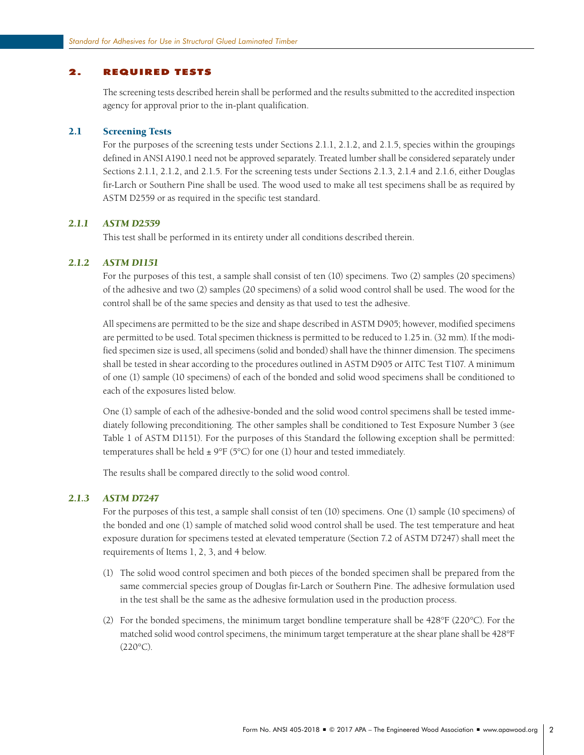## 2. REQUIRED TESTS

The screening tests described herein shall be performed and the results submitted to the accredited inspection agency for approval prior to the in-plant qualification.

### 2.1 Screening Tests

For the purposes of the screening tests under Sections 2.1.1, 2.1.2, and 2.1.5, species within the groupings defined in ANSI A190.1 need not be approved separately. Treated lumber shall be considered separately under Sections 2.1.1, 2.1.2, and 2.1.5. For the screening tests under Sections 2.1.3, 2.1.4 and 2.1.6, either Douglas fir-Larch or Southern Pine shall be used. The wood used to make all test specimens shall be as required by ASTM D2559 or as required in the specific test standard.

#### *2.1.1 ASTM D2559*

This test shall be performed in its entirety under all conditions described therein.

#### *2.1.2 ASTM D1151*

For the purposes of this test, a sample shall consist of ten (10) specimens. Two (2) samples (20 specimens) of the adhesive and two (2) samples (20 specimens) of a solid wood control shall be used. The wood for the control shall be of the same species and density as that used to test the adhesive.

All specimens are permitted to be the size and shape described in ASTM D905; however, modified specimens are permitted to be used. Total specimen thickness is permitted to be reduced to 1.25 in. (32 mm). If the modified specimen size is used, all specimens (solid and bonded) shall have the thinner dimension. The specimens shall be tested in shear according to the procedures outlined in ASTM D905 or AITC Test T107. A minimum of one (1) sample (10 specimens) of each of the bonded and solid wood specimens shall be conditioned to each of the exposures listed below.

One (1) sample of each of the adhesive-bonded and the solid wood control specimens shall be tested immediately following preconditioning. The other samples shall be conditioned to Test Exposure Number 3 (see Table 1 of ASTM D1151). For the purposes of this Standard the following exception shall be permitted: temperatures shall be held ± 9°F (5°C) for one (1) hour and tested immediately.

The results shall be compared directly to the solid wood control.

#### *2.1.3 ASTM D7247*

For the purposes of this test, a sample shall consist of ten (10) specimens. One (1) sample (10 specimens) of the bonded and one (1) sample of matched solid wood control shall be used. The test temperature and heat exposure duration for specimens tested at elevated temperature (Section 7.2 of ASTM D7247) shall meet the requirements of Items 1, 2, 3, and 4 below.

(1) The solid wood control specimen and both pieces of the bonded specimen shall be prepared from the same commercial species group of Douglas fir-Larch or Southern Pine. The adhesive formulation used in the test shall be the same as the adhesive formulation used in the production process.

(2) For the bonded specimens, the minimum target bondline temperature shall be 428°F (220°C). For the matched solid wood control specimens, the minimum target temperature at the shear plane shall be 428°F (220°C).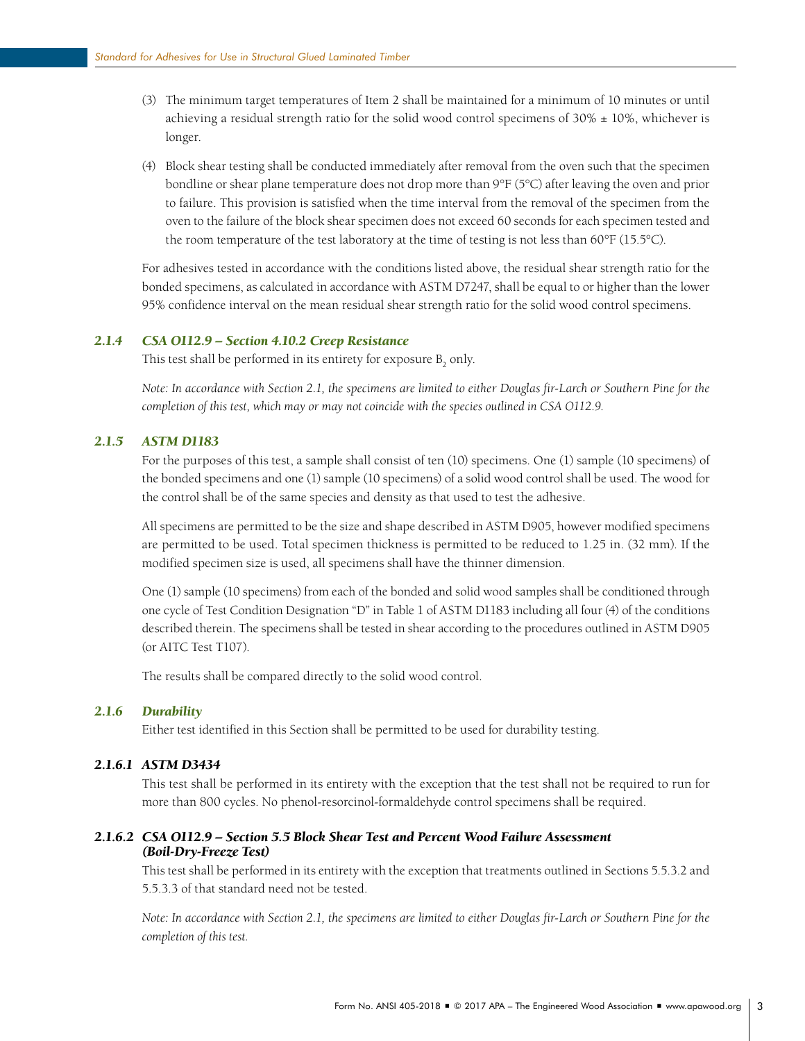(3) The minimum target temperatures of Item 2 shall be maintained for a minimum of 10 minutes or until achieving a residual strength ratio for the solid wood control specimens of 30% ± 10%, whichever is longer.

(4) Block shear testing shall be conducted immediately after removal from the oven such that the specimen bondline or shear plane temperature does not drop more than 9°F (5°C) after leaving the oven and prior to failure. This provision is satisfied when the time interval from the removal of the specimen from the oven to the failure of the block shear specimen does not exceed 60 seconds for each specimen tested and the room temperature of the test laboratory at the time of testing is not less than 60°F (15.5°C).

For adhesives tested in accordance with the conditions listed above, the residual shear strength ratio for the bonded specimens, as calculated in accordance with ASTM D7247, shall be equal to or higher than the lower 95% confidence interval on the mean residual shear strength ratio for the solid wood control specimens.

#### *2.1.4 CSA O112.9 – Section 4.10.2 Creep Resistance*

This test shall be performed in its entirety for exposure $B_2$ only.

*Note: In accordance with Section 2.1, the specimens are limited to either Douglas fir-Larch or Southern Pine for the completion of this test, which may or may not coincide with the species outlined in CSA O112.9.*

#### *2.1.5 ASTM D1183*

For the purposes of this test, a sample shall consist of ten (10) specimens. One (1) sample (10 specimens) of the bonded specimens and one (1) sample (10 specimens) of a solid wood control shall be used. The wood for the control shall be of the same species and density as that used to test the adhesive.

All specimens are permitted to be the size and shape described in ASTM D905, however modified specimens are permitted to be used. Total specimen thickness is permitted to be reduced to 1.25 in. (32 mm). If the modified specimen size is used, all specimens shall have the thinner dimension.

One (1) sample (10 specimens) from each of the bonded and solid wood samples shall be conditioned through one cycle of Test Condition Designation "D" in Table 1 of ASTM D1183 including all four (4) of the conditions described therein. The specimens shall be tested in shear according to the procedures outlined in ASTM D905 (or AITC Test T107).

The results shall be compared directly to the solid wood control.

#### *2.1.6 Durability*

Either test identified in this Section shall be permitted to be used for durability testing.

##### *2.1.6.1 ASTM D3434*

This test shall be performed in its entirety with the exception that the test shall not be required to run for more than 800 cycles. No phenol-resorcinol-formaldehyde control specimens shall be required.

##### *2.1.6.2 CSA O112.9 – Section 5.5 Block Shear Test and Percent Wood Failure Assessment (Boil-Dry-Freeze Test)*

This test shall be performed in its entirety with the exception that treatments outlined in Sections 5.5.3.2 and 5.5.3.3 of that standard need not be tested.

*Note: In accordance with Section 2.1, the specimens are limited to either Douglas fir-Larch or Southern Pine for the completion of this test.*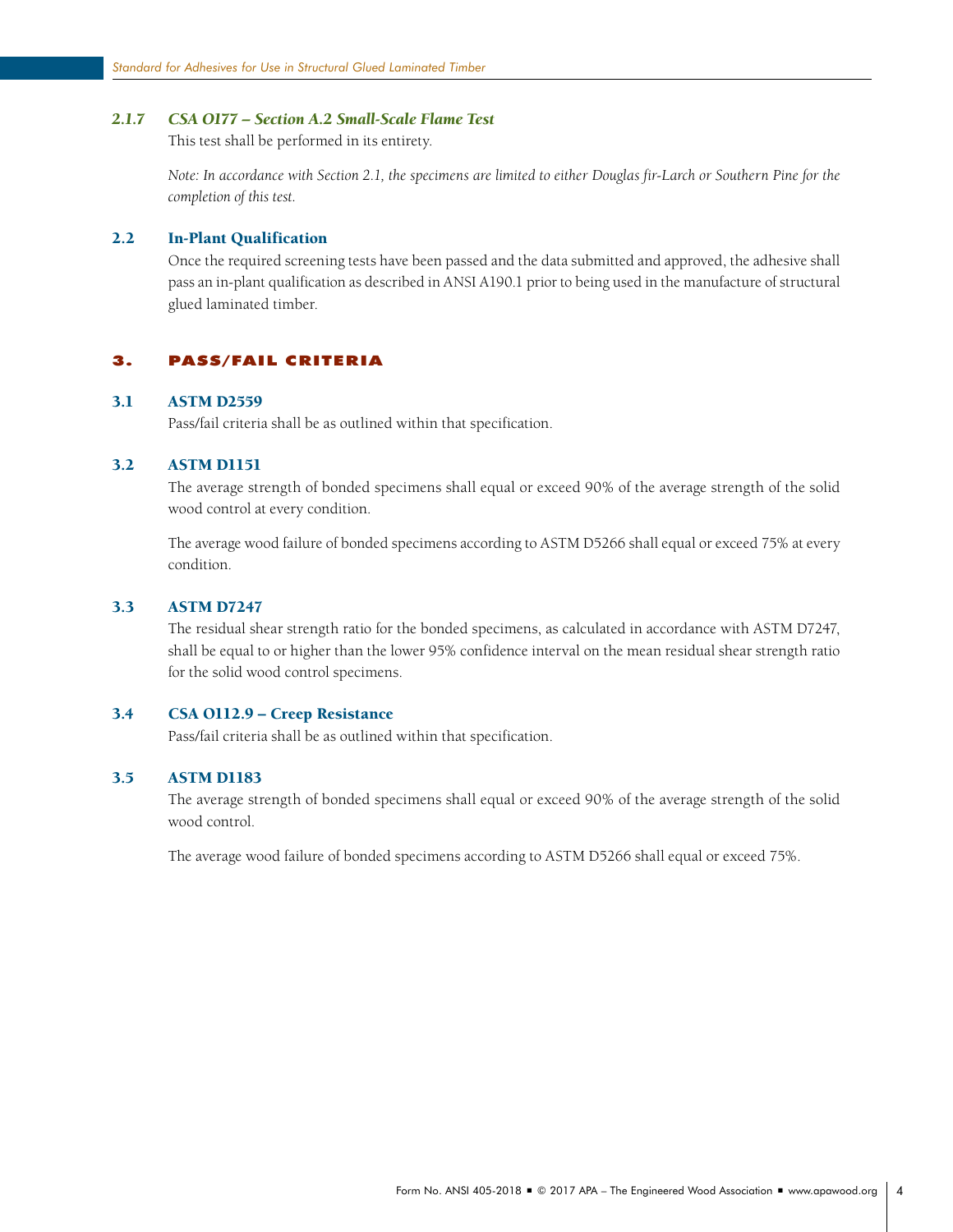#### *2.1.7 CSA O177 – Section A.2 Small-Scale Flame Test*

This test shall be performed in its entirety.

*Note: In accordance with Section 2.1, the specimens are limited to either Douglas fir-Larch or Southern Pine for the completion of this test.*

### 2.2 In-Plant Qualification

Once the required screening tests have been passed and the data submitted and approved, the adhesive shall pass an in-plant qualification as described in ANSI A190.1 prior to being used in the manufacture of structural glued laminated timber.

## 3. PASS/FAIL CRITERIA

### 3.1 ASTM D2559

Pass/fail criteria shall be as outlined within that specification.

### 3.2 ASTM D1151

The average strength of bonded specimens shall equal or exceed 90% of the average strength of the solid wood control at every condition.

The average wood failure of bonded specimens according to ASTM D5266 shall equal or exceed 75% at every condition.

### 3.3 ASTM D7247

The residual shear strength ratio for the bonded specimens, as calculated in accordance with ASTM D7247, shall be equal to or higher than the lower 95% confidence interval on the mean residual shear strength ratio for the solid wood control specimens.

### 3.4 CSA O112.9 – Creep Resistance

Pass/fail criteria shall be as outlined within that specification.

### 3.5 ASTM D1183

The average strength of bonded specimens shall equal or exceed 90% of the average strength of the solid wood control.

The average wood failure of bonded specimens according to ASTM D5266 shall equal or exceed 75%.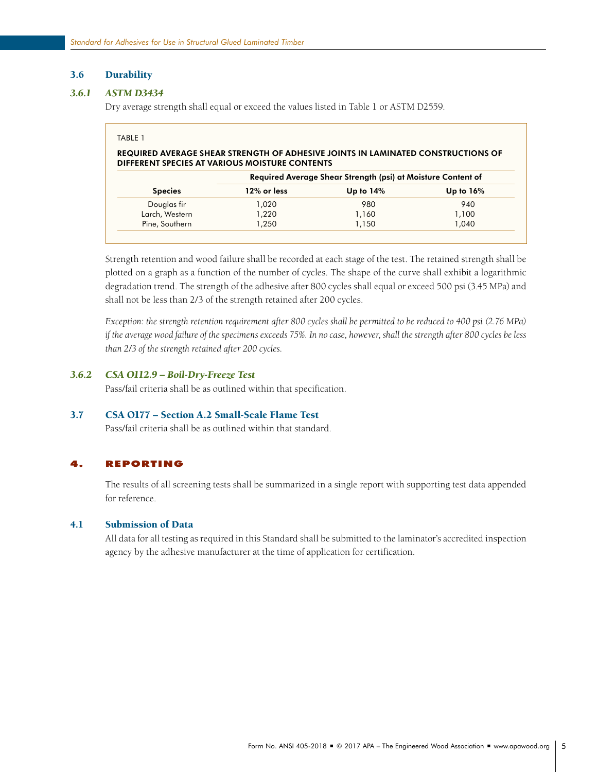### 3.6 Durability

#### *3.6.1 ASTM D3434*

Dry average strength shall equal or exceed the values listed in Table 1 or ASTM D2559.

TABLE 1

**REQUIRED AVERAGE SHEAR STRENGTH OF ADHESIVE JOINTS IN LAMINATED CONSTRUCTIONS OF DIFFERENT SPECIES AT VARIOUS MOISTURE CONTENTS**

| | Required Average Shear Strength (psi) at Moisture Content of | | |
|---|---|---|---|
| **Species** | **12% or less** | **Up to 14%** | **Up to 16%** |
| Douglas fir | 1,020 | 980 | 940 |
| Larch, Western | 1,220 | 1,160 | 1,100 |
| Pine, Southern | 1,250 | 1,150 | 1,040 |

Strength retention and wood failure shall be recorded at each stage of the test. The retained strength shall be plotted on a graph as a function of the number of cycles. The shape of the curve shall exhibit a logarithmic degradation trend. The strength of the adhesive after 800 cycles shall equal or exceed 500 psi (3.45 MPa) and shall not be less than 2/3 of the strength retained after 200 cycles.

*Exception: the strength retention requirement after 800 cycles shall be permitted to be reduced to 400 psi (2.76 MPa) if the average wood failure of the specimens exceeds 75%. In no case, however, shall the strength after 800 cycles be less than 2/3 of the strength retained after 200 cycles.*

#### *3.6.2 CSA O112.9 – Boil-Dry-Freeze Test*

Pass/fail criteria shall be as outlined within that specification.

### 3.7 CSA O177 – Section A.2 Small-Scale Flame Test

Pass/fail criteria shall be as outlined within that standard.

## 4. REPORTING

The results of all screening tests shall be summarized in a single report with supporting test data appended for reference.

### 4.1 Submission of Data

All data for all testing as required in this Standard shall be submitted to the laminator's accredited inspection agency by the adhesive manufacturer at the time of application for certification.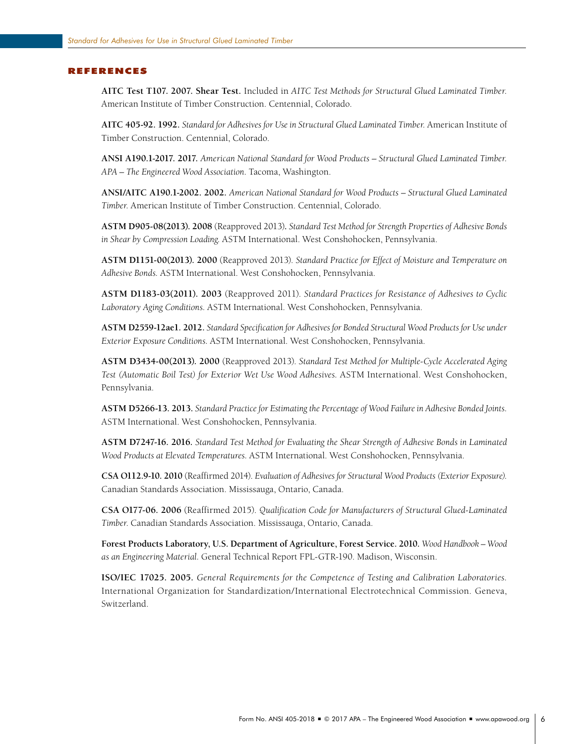## REFERENCES

**AITC Test T107. 2007. Shear Test.** Included in *AITC Test Methods for Structural Glued Laminated Timber.* American Institute of Timber Construction. Centennial, Colorado.

**AITC 405-92. 1992.** *Standard for Adhesives for Use in Structural Glued Laminated Timber.* American Institute of Timber Construction. Centennial, Colorado.

**ANSI A190.1-2017. 2017.** *American National Standard for Wood Products – Structural Glued Laminated Timber. APA – The Engineered Wood Association.* Tacoma, Washington.

**ANSI/AITC A190.1-2002. 2002.** *American National Standard for Wood Products – Structural Glued Laminated Timber.* American Institute of Timber Construction. Centennial, Colorado.

**ASTM D905-08(2013). 2008** (Reapproved 2013)**.** *Standard Test Method for Strength Properties of Adhesive Bonds in Shear by Compression Loading.* ASTM International. West Conshohocken, Pennsylvania.

**ASTM D1151-00(2013). 2000** (Reapproved 2013). *Standard Practice for Effect of Moisture and Temperature on Adhesive Bonds.* ASTM International. West Conshohocken, Pennsylvania.

**ASTM D1183-03(2011). 2003** (Reapproved 2011). *Standard Practices for Resistance of Adhesives to Cyclic Laboratory Aging Conditions.* ASTM International. West Conshohocken, Pennsylvania.

**ASTM D2559-12ae1. 2012.** *Standard Specification for Adhesives for Bonded Structural Wood Products for Use under Exterior Exposure Conditions.* ASTM International. West Conshohocken, Pennsylvania.

**ASTM D3434-00(2013). 2000** (Reapproved 2013). *Standard Test Method for Multiple-Cycle Accelerated Aging Test (Automatic Boil Test) for Exterior Wet Use Wood Adhesives.* ASTM International. West Conshohocken, Pennsylvania.

**ASTM D5266-13. 2013.** *Standard Practice for Estimating the Percentage of Wood Failure in Adhesive Bonded Joints.* ASTM International. West Conshohocken, Pennsylvania.

**ASTM D7247-16. 2016.** *Standard Test Method for Evaluating the Shear Strength of Adhesive Bonds in Laminated Wood Products at Elevated Temperatures.* ASTM International. West Conshohocken, Pennsylvania.

**CSA O112.9-10. 2010** (Reaffirmed 2014). *Evaluation of Adhesives for Structural Wood Products (Exterior Exposure).* Canadian Standards Association. Mississauga, Ontario, Canada.

**CSA O177-06. 2006** (Reaffirmed 2015). *Qualification Code for Manufacturers of Structural Glued-Laminated Timber.* Canadian Standards Association. Mississauga, Ontario, Canada.

**Forest Products Laboratory, U.S. Department of Agriculture, Forest Service. 2010.** *Wood Handbook – Wood as an Engineering Material.* General Technical Report FPL-GTR-190. Madison, Wisconsin.

**ISO/IEC 17025. 2005.** *General Requirements for the Competence of Testing and Calibration Laboratories.* International Organization for Standardization/International Electrotechnical Commission. Geneva, Switzerland.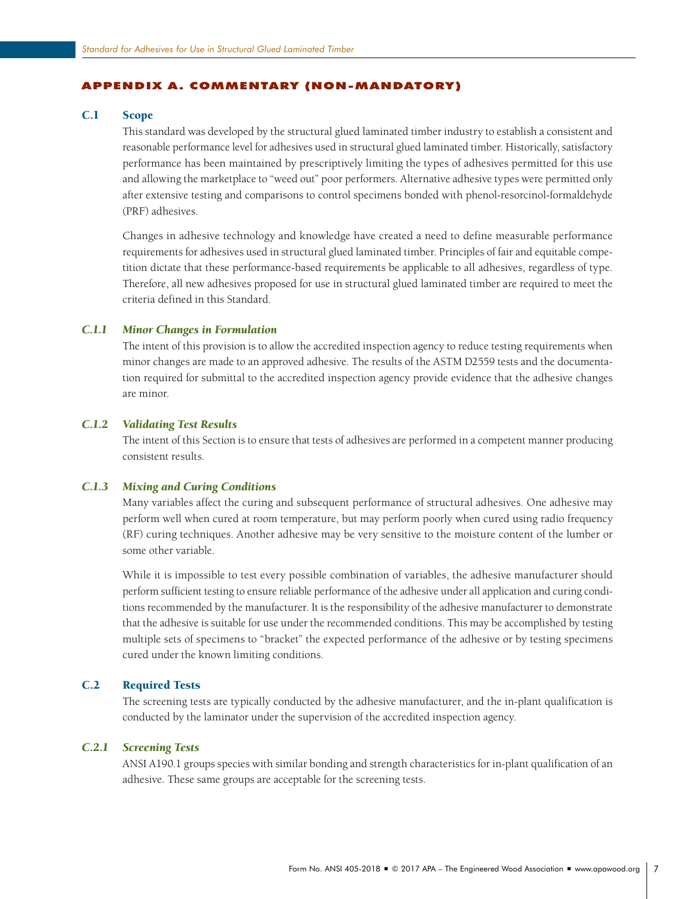## APPENDIX A. COMMENTARY (NON-MANDATORY)

### C.1 Scope

This standard was developed by the structural glued laminated timber industry to establish a consistent and reasonable performance level for adhesives used in structural glued laminated timber. Historically, satisfactory performance has been maintained by prescriptively limiting the types of adhesives permitted for this use and allowing the marketplace to "weed out" poor performers. Alternative adhesive types were permitted only after extensive testing and comparisons to control specimens bonded with phenol-resorcinol-formaldehyde (PRF) adhesives.

Changes in adhesive technology and knowledge have created a need to define measurable performance requirements for adhesives used in structural glued laminated timber. Principles of fair and equitable competition dictate that these performance-based requirements be applicable to all adhesives, regardless of type. Therefore, all new adhesives proposed for use in structural glued laminated timber are required to meet the criteria defined in this Standard.

#### *C.1.1 Minor Changes in Formulation*

The intent of this provision is to allow the accredited inspection agency to reduce testing requirements when minor changes are made to an approved adhesive. The results of the ASTM D2559 tests and the documentation required for submittal to the accredited inspection agency provide evidence that the adhesive changes are minor.

#### *C.1.2 Validating Test Results*

The intent of this Section is to ensure that tests of adhesives are performed in a competent manner producing consistent results.

#### *C.1.3 Mixing and Curing Conditions*

Many variables affect the curing and subsequent performance of structural adhesives. One adhesive may perform well when cured at room temperature, but may perform poorly when cured using radio frequency (RF) curing techniques. Another adhesive may be very sensitive to the moisture content of the lumber or some other variable.

While it is impossible to test every possible combination of variables, the adhesive manufacturer should perform sufficient testing to ensure reliable performance of the adhesive under all application and curing conditions recommended by the manufacturer. It is the responsibility of the adhesive manufacturer to demonstrate that the adhesive is suitable for use under the recommended conditions. This may be accomplished by testing multiple sets of specimens to "bracket" the expected performance of the adhesive or by testing specimens cured under the known limiting conditions.

### C.2 Required Tests

The screening tests are typically conducted by the adhesive manufacturer, and the in-plant qualification is conducted by the laminator under the supervision of the accredited inspection agency.

#### *C.2.1 Screening Tests*

ANSI A190.1 groups species with similar bonding and strength characteristics for in-plant qualification of an adhesive. These same groups are acceptable for the screening tests.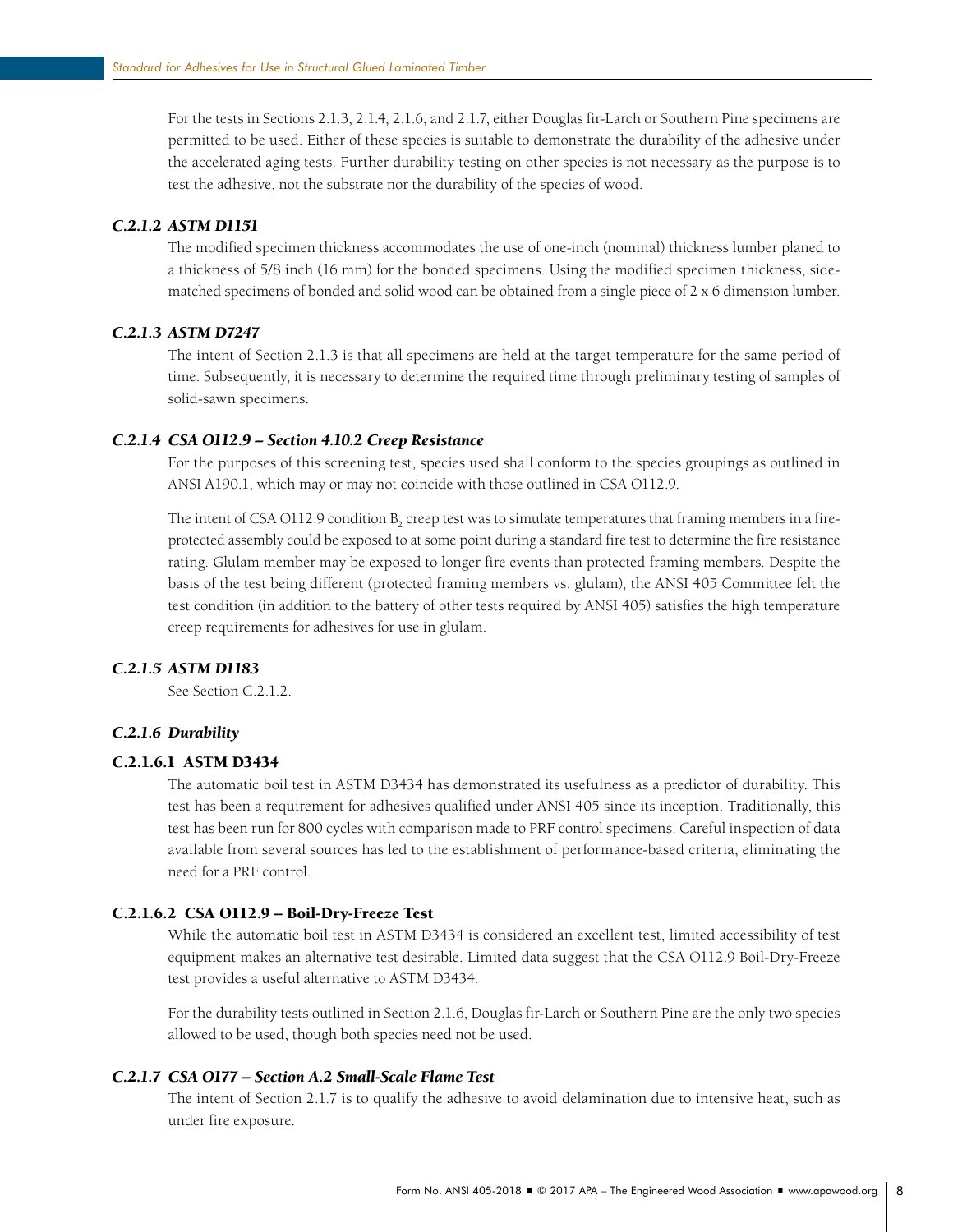For the tests in Sections 2.1.3, 2.1.4, 2.1.6, and 2.1.7, either Douglas fir-Larch or Southern Pine specimens are permitted to be used. Either of these species is suitable to demonstrate the durability of the adhesive under the accelerated aging tests. Further durability testing on other species is not necessary as the purpose is to test the adhesive, not the substrate nor the durability of the species of wood.

### *C.2.1.2 ASTM D1151*

The modified specimen thickness accommodates the use of one-inch (nominal) thickness lumber planed to a thickness of 5/8 inch (16 mm) for the bonded specimens. Using the modified specimen thickness, side-matched specimens of bonded and solid wood can be obtained from a single piece of 2 x 6 dimension lumber.

### *C.2.1.3 ASTM D7247*

The intent of Section 2.1.3 is that all specimens are held at the target temperature for the same period of time. Subsequently, it is necessary to determine the required time through preliminary testing of samples of solid-sawn specimens.

### *C.2.1.4 CSA O112.9 – Section 4.10.2 Creep Resistance*

For the purposes of this screening test, species used shall conform to the species groupings as outlined in ANSI A190.1, which may or may not coincide with those outlined in CSA O112.9.

The intent of CSA O112.9 condition $B_2$ creep test was to simulate temperatures that framing members in a fire-protected assembly could be exposed to at some point during a standard fire test to determine the fire resistance rating. Glulam member may be exposed to longer fire events than protected framing members. Despite the basis of the test being different (protected framing members vs. glulam), the ANSI 405 Committee felt the test condition (in addition to the battery of other tests required by ANSI 405) satisfies the high temperature creep requirements for adhesives for use in glulam.

### *C.2.1.5 ASTM D1183*

See Section C.2.1.2.

### *C.2.1.6 Durability*

#### C.2.1.6.1 ASTM D3434

The automatic boil test in ASTM D3434 has demonstrated its usefulness as a predictor of durability. This test has been a requirement for adhesives qualified under ANSI 405 since its inception. Traditionally, this test has been run for 800 cycles with comparison made to PRF control specimens. Careful inspection of data available from several sources has led to the establishment of performance-based criteria, eliminating the need for a PRF control.

#### C.2.1.6.2 CSA O112.9 – Boil-Dry-Freeze Test

While the automatic boil test in ASTM D3434 is considered an excellent test, limited accessibility of test equipment makes an alternative test desirable. Limited data suggest that the CSA O112.9 Boil-Dry-Freeze test provides a useful alternative to ASTM D3434.

For the durability tests outlined in Section 2.1.6, Douglas fir-Larch or Southern Pine are the only two species allowed to be used, though both species need not be used.

### *C.2.1.7 CSA O177 – Section A.2 Small-Scale Flame Test*

The intent of Section 2.1.7 is to qualify the adhesive to avoid delamination due to intensive heat, such as under fire exposure.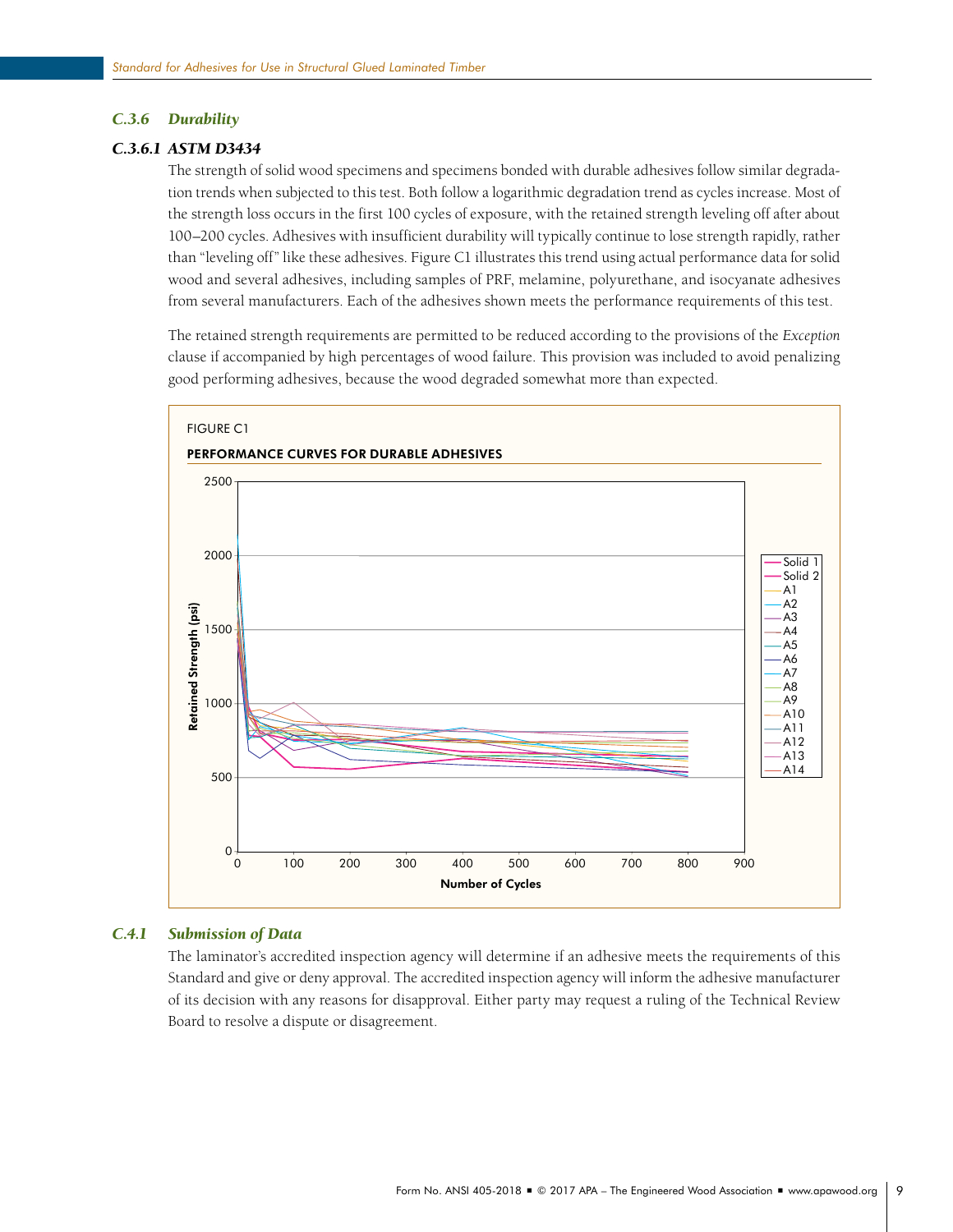### C.3.6 Durability

#### C.3.6.1 ASTM D3434

The strength of solid wood specimens and specimens bonded with durable adhesives follow similar degradation trends when subjected to this test. Both follow a logarithmic degradation trend as cycles increase. Most of the strength loss occurs in the first 100 cycles of exposure, with the retained strength leveling off after about 100–200 cycles. Adhesives with insufficient durability will typically continue to lose strength rapidly, rather than "leveling off" like these adhesives. Figure C1 illustrates this trend using actual performance data for solid wood and several adhesives, including samples of PRF, melamine, polyurethane, and isocyanate adhesives from several manufacturers. Each of the adhesives shown meets the performance requirements of this test.

The retained strength requirements are permitted to be reduced according to the provisions of the *Exception* clause if accompanied by high percentages of wood failure. This provision was included to avoid penalizing good performing adhesives, because the wood degraded somewhat more than expected.

FIGURE C1

**PERFORMANCE CURVES FOR DURABLE ADHESIVES**

### C.4.1 Submission of Data

The laminator's accredited inspection agency will determine if an adhesive meets the requirements of this Standard and give or deny approval. The accredited inspection agency will inform the adhesive manufacturer of its decision with any reasons for disapproval. Either party may request a ruling of the Technical Review Board to resolve a dispute or disagreement.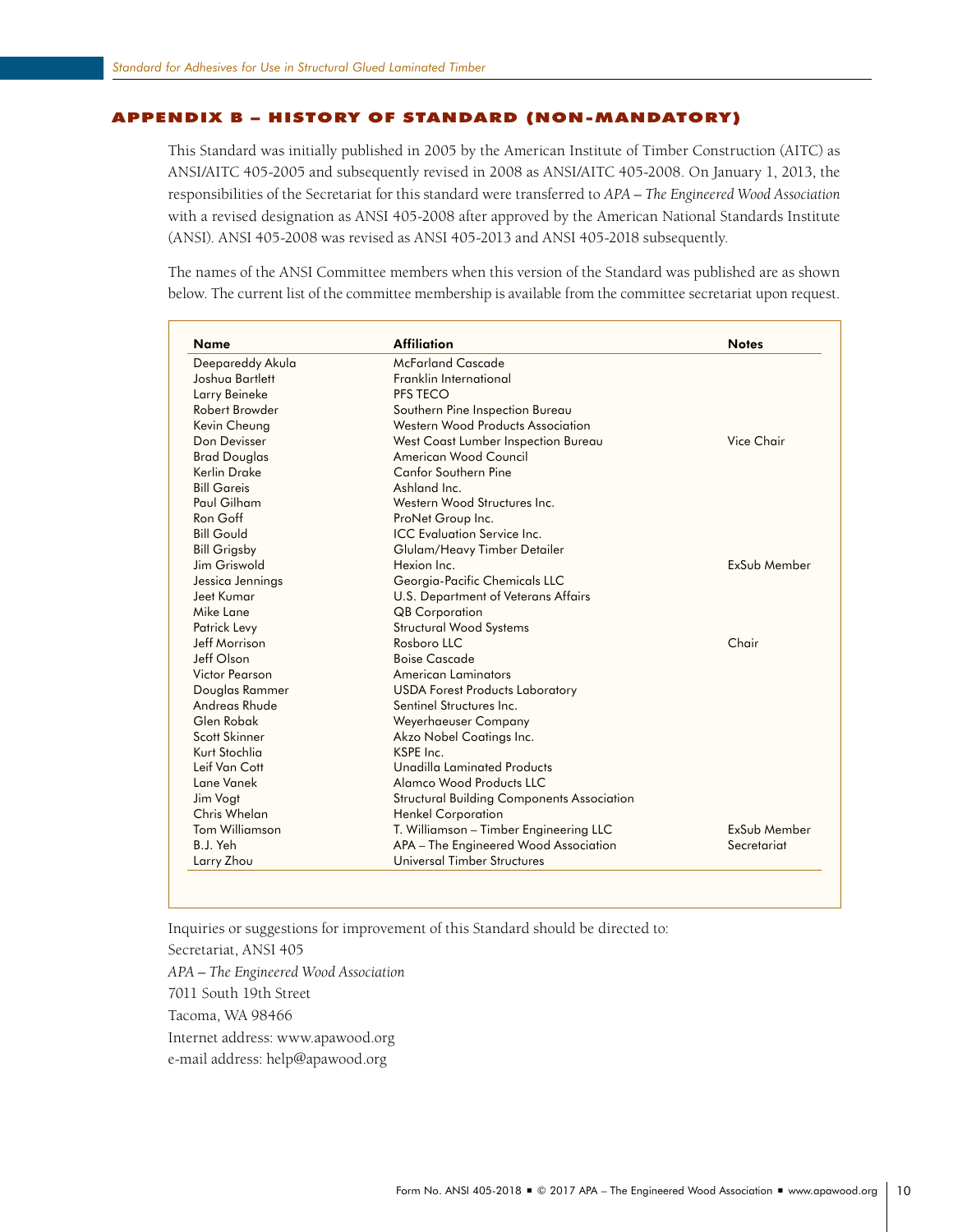## APPENDIX B – HISTORY OF STANDARD (NON-MANDATORY)

This Standard was initially published in 2005 by the American Institute of Timber Construction (AITC) as ANSI/AITC 405-2005 and subsequently revised in 2008 as ANSI/AITC 405-2008. On January 1, 2013, the responsibilities of the Secretariat for this standard were transferred to *APA – The Engineered Wood Association* with a revised designation as ANSI 405-2008 after approved by the American National Standards Institute (ANSI). ANSI 405-2008 was revised as ANSI 405-2013 and ANSI 405-2018 subsequently.

The names of the ANSI Committee members when this version of the Standard was published are as shown below. The current list of the committee membership is available from the committee secretariat upon request.

| Name | Affiliation | Notes |
|---|---|---|
| Deepareddy Akula | McFarland Cascade | |
| Joshua Bartlett | Franklin International | |
| Larry Beineke | PFS TECO | |
| Robert Browder | Southern Pine Inspection Bureau | |
| Kevin Cheung | Western Wood Products Association | |
| Don Devisser | West Coast Lumber Inspection Bureau | Vice Chair |
| Brad Douglas | American Wood Council | |
| Kerlin Drake | Canfor Southern Pine | |
| Bill Gareis | Ashland Inc. | |
| Paul Gilham | Western Wood Structures Inc. | |
| Ron Goff | ProNet Group Inc. | |
| Bill Gould | ICC Evaluation Service Inc. | |
| Bill Grigsby | Glulam/Heavy Timber Detailer | |
| Jim Griswold | Hexion Inc. | ExSub Member |
| Jessica Jennings | Georgia-Pacific Chemicals LLC | |
| Jeet Kumar | U.S. Department of Veterans Affairs | |
| Mike Lane | QB Corporation | |
| Patrick Levy | Structural Wood Systems | |
| Jeff Morrison | Rosboro LLC | Chair |
| Jeff Olson | Boise Cascade | |
| Victor Pearson | American Laminators | |
| Douglas Rammer | USDA Forest Products Laboratory | |
| Andreas Rhude | Sentinel Structures Inc. | |
| Glen Robak | Weyerhaeuser Company | |
| Scott Skinner | Akzo Nobel Coatings Inc. | |
| Kurt Stochlia | KSPE Inc. | |
| Leif Van Cott | Unadilla Laminated Products | |
| Lane Vanek | Alamco Wood Products LLC | |
| Jim Vogt | Structural Building Components Association | |
| Chris Whelan | Henkel Corporation | |
| Tom Williamson | T. Williamson – Timber Engineering LLC | ExSub Member |
| B.J. Yeh | APA – The Engineered Wood Association | Secretariat |
| Larry Zhou | Universal Timber Structures | |

Inquiries or suggestions for improvement of this Standard should be directed to:

Secretariat, ANSI 405

*APA – The Engineered Wood Association*

7011 South 19th Street

Tacoma, WA 98466

Internet address: www.apawood.org

e-mail address: help@apawood.org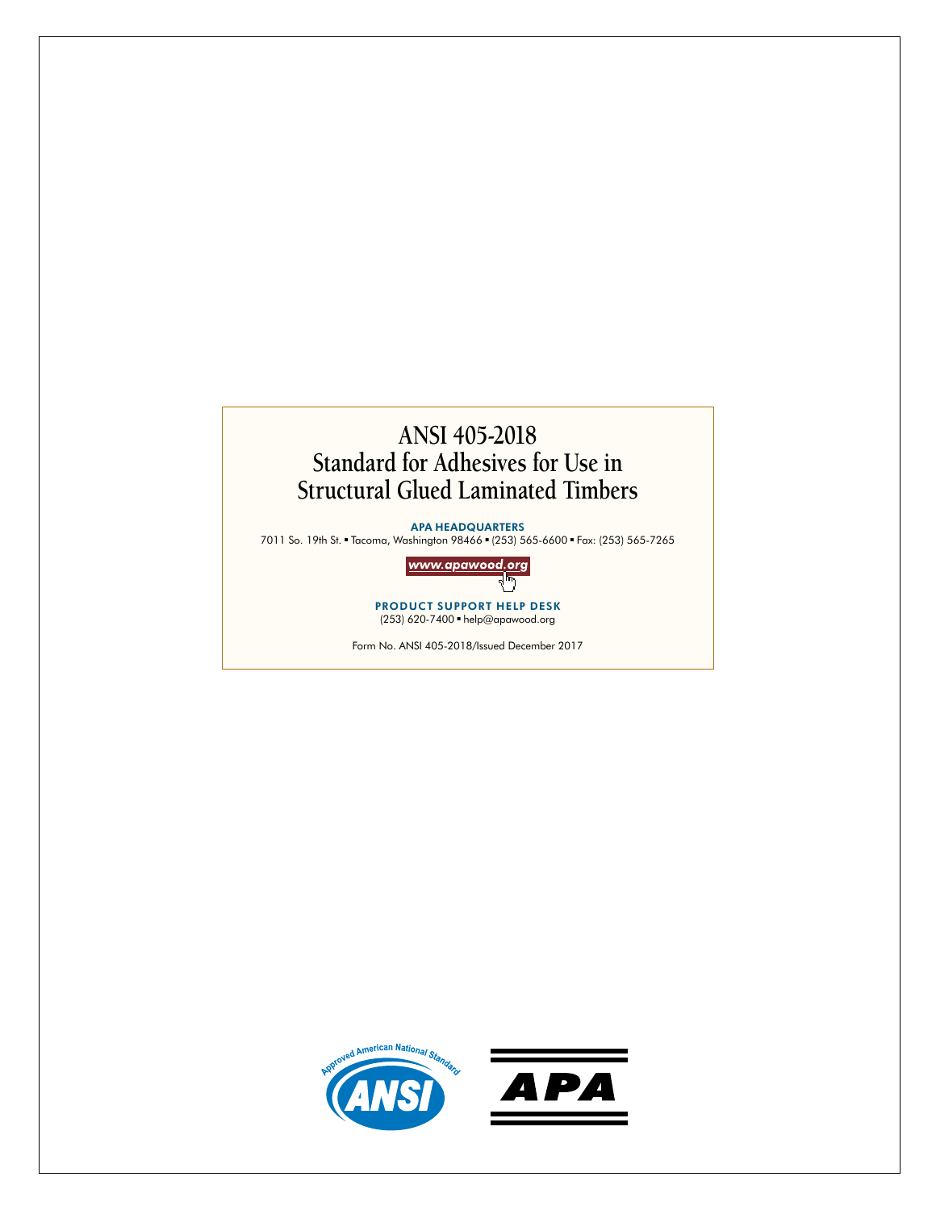# ANSI 405-2018
# Standard for Adhesives for Use in Structural Glued Laminated Timbers

**APA HEADQUARTERS**

7011 So. 19th St. ▪ Tacoma, Washington 98466 ▪ (253) 565-6600 ▪ Fax: (253) 565-7265

www.apawood.org

**PRODUCT SUPPORT HELP DESK**

(253) 620-7400 ▪ help@apawood.org

Form No. ANSI 405-2018/Issued December 2017

Approved American National Standard ANSI

APA